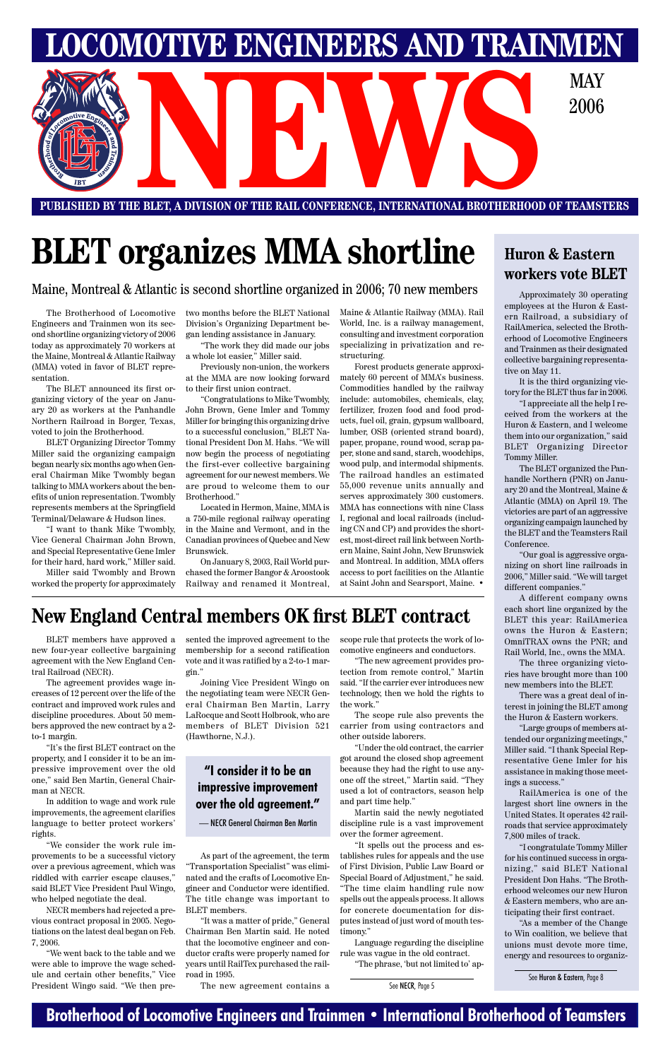# LOCOMOTIVE ENGINEERS AND TRAINMEN NEWS

MAY 2006

PUBLISHED BY THE BLET, A DIVISION OF THE RAIL CONFERENCE, INTERNATIONAL BROTHERHOOD OF TEAMSTERS

# BLET organizes MMA shortline

Maine, Montreal & Atlantic is second shortline organized in 2006; 70 new members

The Brotherhood of Locomotive Engineers and Trainmen won its second shortline organizing victory of 2006 today as approximately 70 workers at the Maine, Montreal & Atlantic Railway (MMA) voted in favor of BLET representation.

The BLET announced its first organizing victory of the year on January 20 as workers at the Panhandle Northern Railroad in Borger, Texas, voted to join the Brotherhood.

BLET Organizing Director Tommy Miller said the organizing campaign began nearly six months ago when General Chairman Mike Twombly began talking to MMA workers about the benefits of union representation. Twombly represents members at the Springfield Terminal/Delaware & Hudson lines.

"I want to thank Mike Twombly, Vice General Chairman John Brown, and Special Representative Gene Imler for their hard, hard work," Miller said.

Miller said Twombly and Brown worked the property for approximately two months before the BLET National Division's Organizing Department began lending assistance in January.

"The work they did made our jobs a whole lot easier," Miller said.

Previously non-union, the workers at the MMA are now looking forward to their first union contract.

"Congratulations to Mike Twombly, John Brown, Gene Imler and Tommy Miller for bringing this organizing drive to a successful conclusion," BLET National President Don M. Hahs. "We will now begin the process of negotiating the first-ever collective bargaining agreement for our newest members. We are proud to welcome them to our Brotherhood."

Located in Hermon, Maine, MMA is a 750-mile regional railway operating in the Maine and Vermont, and in the Canadian provinces of Quebec and New Brunswick.

On January 8, 2003, Rail World purchased the former Bangor & Aroostook Railway and renamed it Montreal, Maine & Atlantic Railway (MMA). Rail World, Inc. is a railway management, consulting and investment corporation specializing in privatization and restructuring.

Forest products generate approximately 60 percent of MMA's business. Commodities handled by the railway include: automobiles, chemicals, clay, fertilizer, frozen food and food products, fuel oil, grain, gypsum wallboard, lumber, OSB (oriented strand board), paper, propane, round wood, scrap paper, stone and sand, starch, woodchips, wood pulp, and intermodal shipments. The railroad handles an estimated 55,000 revenue units annually and serves approximately 300 customers. MMA has connections with nine Class I, regional and local railroads (including CN and CP) and provides the shortest, most-direct rail link between Northern Maine, Saint John, New Brunswick and Montreal. In addition, MMA offers access to port facilities on the Atlantic at Saint John and Searsport, Maine. •

## Huron & Eastern workers vote BLET

Approximately 30 operating employees at the Huron & Eastern Railroad, a subsidiary of RailAmerica, selected the Brotherhood of Locomotive Engineers and Trainmen as their designated collective bargaining representative on May 11.

It is the third organizing victory for the BLET thus far in 2006.

"I appreciate all the help I received from the workers at the Huron & Eastern, and I welcome them into our organization," said BLET Organizing Director Tommy Miller.

The BLET organized the Panhandle Northern (PNR) on January 20 and the Montreal, Maine & Atlantic (MMA) on April 19. The victories are part of an aggressive organizing campaign launched by the BLET and the Teamsters Rail Conference.

"Our goal is aggressive organizing on short line railroads in 2006," Miller said. "We will target different companies."

A different company owns each short line organized by the BLET this year: RailAmerica owns the Huron & Eastern; OmniTRAX owns the PNR; and Rail World, Inc., owns the MMA.

The three organizing victories have brought more than 100 new members into the BLET.

There was a great deal of interest in joining the BLET among the Huron & Eastern workers.

"Large groups of members attended our organizing meetings," Miller said. "I thank Special Representative Gene Imler for his assistance in making those meetings a success."

RailAmerica is one of the largest short line owners in the United States. It operates 42 railroads that service approximately 7,800 miles of track.

"I congratulate Tommy Miller for his continued success in organizing," said BLET National President Don Hahs. "The Brotherhood welcomes our new Huron & Eastern members, who are anticipating their first contract.

"As a member of the Change to Win coalition, we believe that unions must devote more time, energy and resources to organiz-

See Huron & Eastern, Page 8

# New England Central members OK first BLET contract

BLET members have approved a new four-year collective bargaining agreement with the New England Central Railroad (NECR).

The agreement provides wage increases of 12 percent over the life of the contract and improved work rules and discipline procedures. About 50 members approved the new contract by a 2-to-1 margin.

"It's the first BLET contract on the property, and I consider it to be an impressive improvement over the old one," said Ben Martin, General Chairman at NECR.

In addition to wage and work rule improvements, the agreement clarifies language to better protect workers' rights.

"We consider the work rule improvements to be a successful victory over a previous agreement, which was riddled with carrier escape clauses," said BLET Vice President Paul Wingo, who helped negotiate the deal.

NECR members had rejected a previous contract proposal in 2005. Negotiations on the latest deal began on Feb. 7, 2006.

"We went back to the table and we were able to improve the wage schedule and certain other benefits," Vice President Wingo said. "We then presented the improved agreement to the membership for a second ratification vote and it was ratified by a 2-to-1 margin."

Joining Vice President Wingo on the negotiating team were NECR General Chairman Ben Martin, Larry LaRocque and Scott Holbrook, who are members of BLET Division 521 (Hawthorne, N.J.).

> **"I consider it to be an impressive improvement over the old agreement."**
>
> — NECR General Chairman Ben Martin

As part of the agreement, the term "Transportation Specialist" was eliminated and the crafts of Locomotive Engineer and Conductor were identified. The title change was important to BLET members.

"It was a matter of pride," General Chairman Ben Martin said. He noted that the locomotive engineer and conductor crafts were properly named for years until RailTex purchased the railroad in 1995.

The new agreement contains a scope rule that protects the work of locomotive engineers and conductors.

"The new agreement provides protection from remote control," Martin said. "If the carrier ever introduces new technology, then we hold the rights to the work."

The scope rule also prevents the carrier from using contractors and other outside laborers.

"Under the old contract, the carrier got around the closed shop agreement because they had the right to use anyone off the street," Martin said. "They used a lot of contractors, season help and part time help."

Martin said the newly negotiated discipline rule is a vast improvement over the former agreement.

"It spells out the process and establishes rules for appeals and the use of First Division, Public Law Board or Special Board of Adjustment," he said. "The time claim handling rule now spells out the appeals process. It allows for concrete documentation for disputes instead of just word of mouth testimony."

Language regarding the discipline rule was vague in the old contract.

"The phrase, 'but not limited to' ap-

See NECR, Page 5

Brotherhood of Locomotive Engineers and Trainmen • International Brotherhood of Teamsters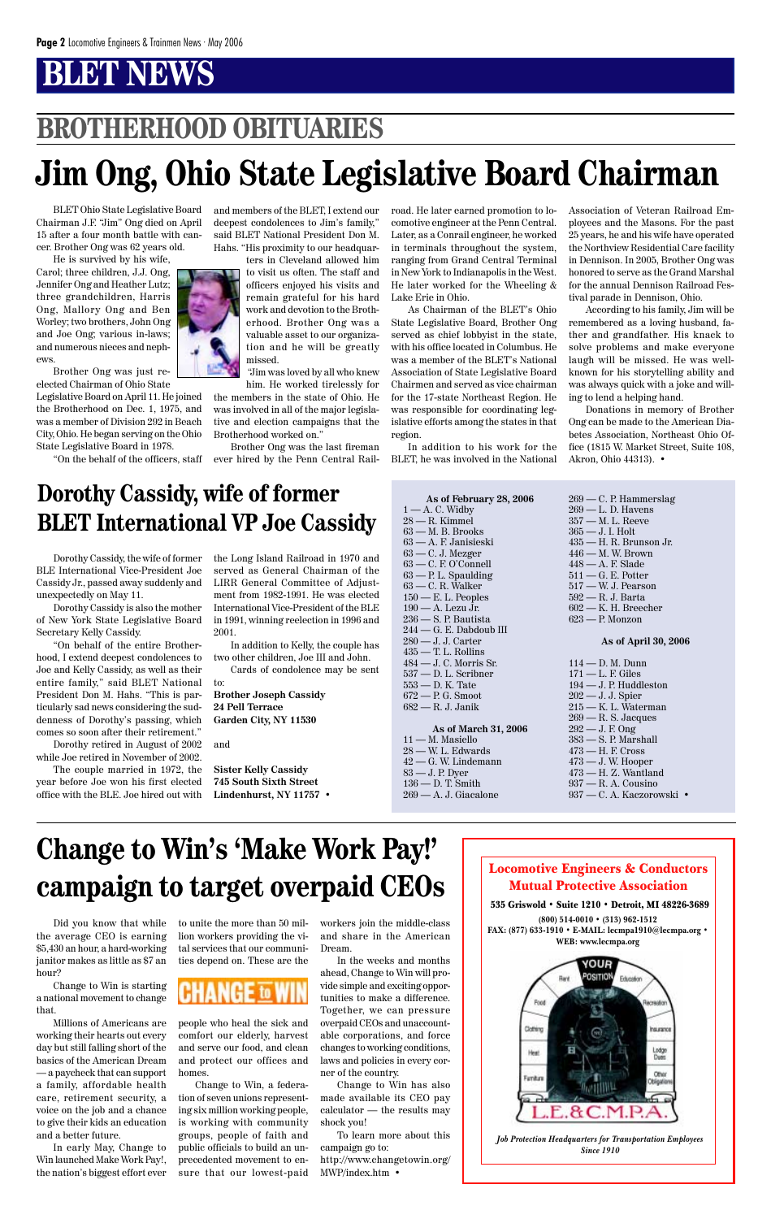# BLET NEWS

## BROTHERHOOD OBITUARIES

# Jim Ong, Ohio State Legislative Board Chairman

BLET Ohio State Legislative Board Chairman J.F. "Jim" Ong died on April 15 after a four month battle with cancer. Brother Ong was 62 years old.

He is survived by his wife, Carol; three children, J.J. Ong, Jennifer Ong and Heather Lutz; three grandchildren, Harris Ong, Mallory Ong and Ben Worley; two brothers, John Ong and Joe Ong; various in-laws; and numerous nieces and nephews.

Brother Ong was just reelected Chairman of Ohio State Legislative Board on April 11. He joined the Brotherhood on Dec. 1, 1975, and was a member of Division 292 in Beach City, Ohio. He began serving on the Ohio State Legislative Board in 1978.

"On the behalf of the officers, staff and members of the BLET, I extend our deepest condolences to Jim's family," said BLET National President Don M. Hahs. "His proximity to our headquarters in Cleveland allowed him to visit us often. The staff and officers enjoyed his visits and remain grateful for his hard work and devotion to the Brotherhood. Brother Ong was a valuable asset to our organization and he will be greatly missed.

"Jim was loved by all who knew him. He worked tirelessly for the members in the state of Ohio. He was involved in all of the major legislative and election campaigns that the Brotherhood worked on."

Brother Ong was the last fireman ever hired by the Penn Central Railroad. He later earned promotion to locomotive engineer at the Penn Central. Later, as a Conrail engineer, he worked in terminals throughout the system, ranging from Grand Central Terminal in New York to Indianapolis in the West. He later worked for the Wheeling & Lake Erie in Ohio.

As Chairman of the BLET's Ohio State Legislative Board, Brother Ong served as chief lobbyist in the state, with his office located in Columbus. He was a member of the BLET's National Association of State Legislative Board Chairmen and served as vice chairman for the 17-state Northeast Region. He was responsible for coordinating legislative efforts among the states in that region.

In addition to his work for the BLET, he was involved in the National Association of Veteran Railroad Employees and the Masons. For the past 25 years, he and his wife have operated the Northview Residential Care facility in Dennison. In 2005, Brother Ong was honored to serve as the Grand Marshal for the annual Dennison Railroad Festival parade in Dennison, Ohio.

According to his family, Jim will be remembered as a loving husband, father and grandfather. His knack to solve problems and make everyone laugh will be missed. He was well-known for his storytelling ability and was always quick with a joke and willing to lend a helping hand.

Donations in memory of Brother Ong can be made to the American Diabetes Association, Northeast Ohio Office (1815 W. Market Street, Suite 108, Akron, Ohio 44313). •

# Dorothy Cassidy, wife of former BLET International VP Joe Cassidy

Dorothy Cassidy, the wife of former BLE International Vice-President Joe Cassidy Jr., passed away suddenly and unexpectedly on May 11.

Dorothy Cassidy is also the mother of New York State Legislative Board Secretary Kelly Cassidy.

"On behalf of the entire Brotherhood, I extend deepest condolences to Joe and Kelly Cassidy, as well as their entire family," said BLET National President Don M. Hahs. "This is particularly sad news considering the suddenness of Dorothy's passing, which comes so soon after their retirement."

Dorothy retired in August of 2002 while Joe retired in November of 2002.

The couple married in 1972, the year before Joe won his first elected office with the BLE. Joe hired out with the Long Island Railroad in 1970 and served as General Chairman of the LIRR General Committee of Adjustment from 1982-1991. He was elected International Vice-President of the BLE in 1991, winning reelection in 1996 and 2001.

In addition to Kelly, the couple has two other children, Joe III and John.

Cards of condolence may be sent to:

**Brother Joseph Cassidy**
**24 Pell Terrace**
**Garden City, NY 11530**

and

**Sister Kelly Cassidy**
**745 South Sixth Street**
**Lindenhurst, NY 11757** •

**As of February 28, 2006**

1 — A. C. Widby
28 — R. Kimmel
63 — M. B. Brooks
63 — A. F. Janisieski
63 — C. J. Mezger
63 — C. F. O'Connell
63 — P. L. Spaulding
63 — C. R. Walker
150 — E. L. Peoples
190 — A. Lezu Jr.
236 — S. P. Bautista
244 — G. E. Dabdoub III
280 — J. J. Carter
435 — T. L. Rollins
484 — J. C. Morris Sr.
537 — D. L. Scribner
553 — D. K. Tate
672 — P. G. Smoot
682 — R. J. Janik

**As of March 31, 2006**

11 — M. Masiello
28 — W. L. Edwards
42 — G. W. Lindemann
83 — J. P. Dyer
136 — D. T. Smith
269 — A. J. Giacalone
269 — C. P. Hammerslag
269 — L. D. Havens
357 — M. L. Reeve
365 — J. I. Holt
435 — H. R. Brunson Jr.
446 — M. W. Brown
448 — A. F. Slade
511 — G. E. Potter
517 — W. J. Pearson
592 — R. J. Barta
602 — K. H. Breecher
623 — P. Monzon

**As of April 30, 2006**

114 — D. M. Dunn
171 — L. F. Giles
194 — J. P. Huddleston
202 — J. J. Spier
215 — K. L. Waterman
269 — R. S. Jacques
292 — J. F. Ong
383 — S. P. Marshall
473 — H. F. Cross
473 — J. W. Hooper
473 — H. Z. Wantland
937 — R. A. Cousino
937 — C. A. Kaczorowski •

# Change to Win's 'Make Work Pay!' campaign to target overpaid CEOs

Did you know that while the average CEO is earning $5,430 an hour, a hard-working janitor makes as little as $7 an hour?

Change to Win is starting a national movement to change that.

Millions of Americans are working their hearts out every day but still falling short of the basics of the American Dream — a paycheck that can support a family, affordable health care, retirement security, a voice on the job and a chance to give their kids an education and a better future.

In early May, Change to Win launched Make Work Pay!, the nation's biggest effort ever to unite the more than 50 million workers providing the vital services that our communities depend on. These are the people who heal the sick and comfort our elderly, harvest and serve our food, and clean and protect our offices and homes.

Change to Win, a federation of seven unions representing six million working people, is working with community groups, people of faith and public officials to build an unprecedented movement to ensure that our lowest-paid workers join the middle-class and share in the American Dream.

In the weeks and months ahead, Change to Win will provide simple and exciting opportunities to make a difference. Together, we can pressure overpaid CEOs and unaccountable corporations, and force changes to working conditions, laws and policies in every corner of the country.

Change to Win has also made available its CEO pay calculator — the results may shock you!

To learn more about this campaign go to:
http://www.changetowin.org/MWP/index.htm •

**Locomotive Engineers & Conductors Mutual Protective Association**

**535 Griswold • Suite 1210 • Detroit, MI 48226-3689**

**(800) 514-0010 • (313) 962-1512**
**FAX: (877) 633-1910 • E-MAIL: lecmpa1910@lecmpa.org •**
**WEB: www.lecmpa.org**

*Job Protection Headquarters for Transportation Employees Since 1910*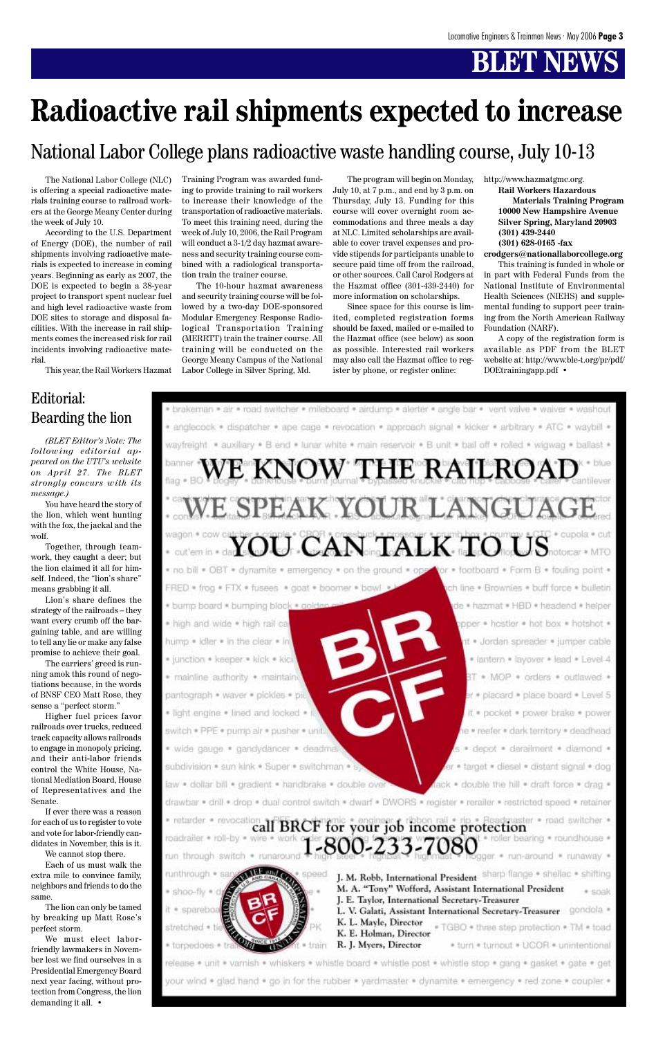# BLET NEWS

# Radioactive rail shipments expected to increase

## National Labor College plans radioactive waste handling course, July 10-13

The National Labor College (NLC) is offering a special radioactive materials training course to railroad workers at the George Meany Center during the week of July 10.

According to the U.S. Department of Energy (DOE), the number of rail shipments involving radioactive materials is expected to increase in coming years. Beginning as early as 2007, the DOE is expected to begin a 38-year project to transport spent nuclear fuel and high level radioactive waste from DOE sites to storage and disposal facilities. With the increase in rail shipments comes the increased risk for rail incidents involving radioactive material.

This year, the Rail Workers Hazmat Training Program was awarded funding to provide training to rail workers to increase their knowledge of the transportation of radioactive materials. To meet this training need, during the week of July 10, 2006, the Rail Program will conduct a 3-1/2 day hazmat awareness and security training course combined with a radiological transportation train the trainer course.

The 10-hour hazmat awareness and security training course will be followed by a two-day DOE-sponsored Modular Emergency Response Radiological Transportation Training (MERRTT) train the trainer course. All training will be conducted on the George Meany Campus of the National Labor College in Silver Spring, Md.

The program will begin on Monday, July 10, at 7 p.m., and end by 3 p.m. on Thursday, July 13. Funding for this course will cover overnight room accommodations and three meals a day at NLC. Limited scholarships are available to cover travel expenses and provide stipends for participants unable to secure paid time off from the railroad, or other sources. Call Carol Rodgers at the Hazmat office (301-439-2440) for more information on scholarships.

Since space for this course is limited, completed registration forms should be faxed, mailed or e-mailed to the Hazmat office (see below) as soon as possible. Interested rail workers may also call the Hazmat office to register by phone, or register online: http://www.hazmatgmc.org.

**Rail Workers Hazardous Materials Training Program**
**10000 New Hampshire Avenue**
**Silver Spring, Maryland 20903**
**(301) 439-2440**
**(301) 628-0165 -fax**
**crodgers@nationallaborcollege.org**

This training is funded in whole or in part with Federal Funds from the National Institute of Environmental Health Sciences (NIEHS) and supplemental funding to support peer training from the North American Railway Foundation (NARF).

A copy of the registration form is available as PDF from the BLET website at: http://www.ble-t.org/pr/pdf/DOEtrainingapp.pdf •

## Editorial: Bearding the lion

*(BLET Editor's Note: The following editorial appeared on the UTU's website on April 27. The BLET strongly concurs with its message.)*

You have heard the story of the lion, which went hunting with the fox, the jackal and the wolf.

Together, through teamwork, they caught a deer; but the lion claimed it all for himself. Indeed, the "lion's share" means grabbing it all.

Lion's share defines the strategy of the railroads – they want every crumb off the bargaining table, and are willing to tell any lie or make any false promise to achieve their goal.

The carriers' greed is running amok this round of negotiations because, in the words of BNSF CEO Matt Rose, they sense a "perfect storm."

Higher fuel prices favor railroads over trucks, reduced track capacity allows railroads to engage in monopoly pricing, and their anti-labor friends control the White House, National Mediation Board, House of Representatives and the Senate.

If ever there was a reason for each of us to register to vote and vote for labor-friendly candidates in November, this is it.

We cannot stop there.

Each of us must walk the extra mile to convince family, neighbors and friends to do the same.

The lion can only be tamed by breaking up Matt Rose's perfect storm.

We must elect labor-friendly lawmakers in November lest we find ourselves in a Presidential Emergency Board next year facing, without protection from Congress, the lion demanding it all. •

---

**WE KNOW THE RAILROAD**
**WE SPEAK YOUR LANGUAGE**
**YOU CAN TALK TO US**

**call BRCF for your job income protection**
**1-800-233-7080**

**J. M. Robb, International President**
**M. A. "Tony" Wofford, Assistant International President**
**J. E. Taylor, International Secretary-Treasurer**
**L. V. Galati, Assistant International Secretary-Treasurer**
**K. L. Mayle, Director**
**K. E. Holman, Director**
**R. J. Myers, Director**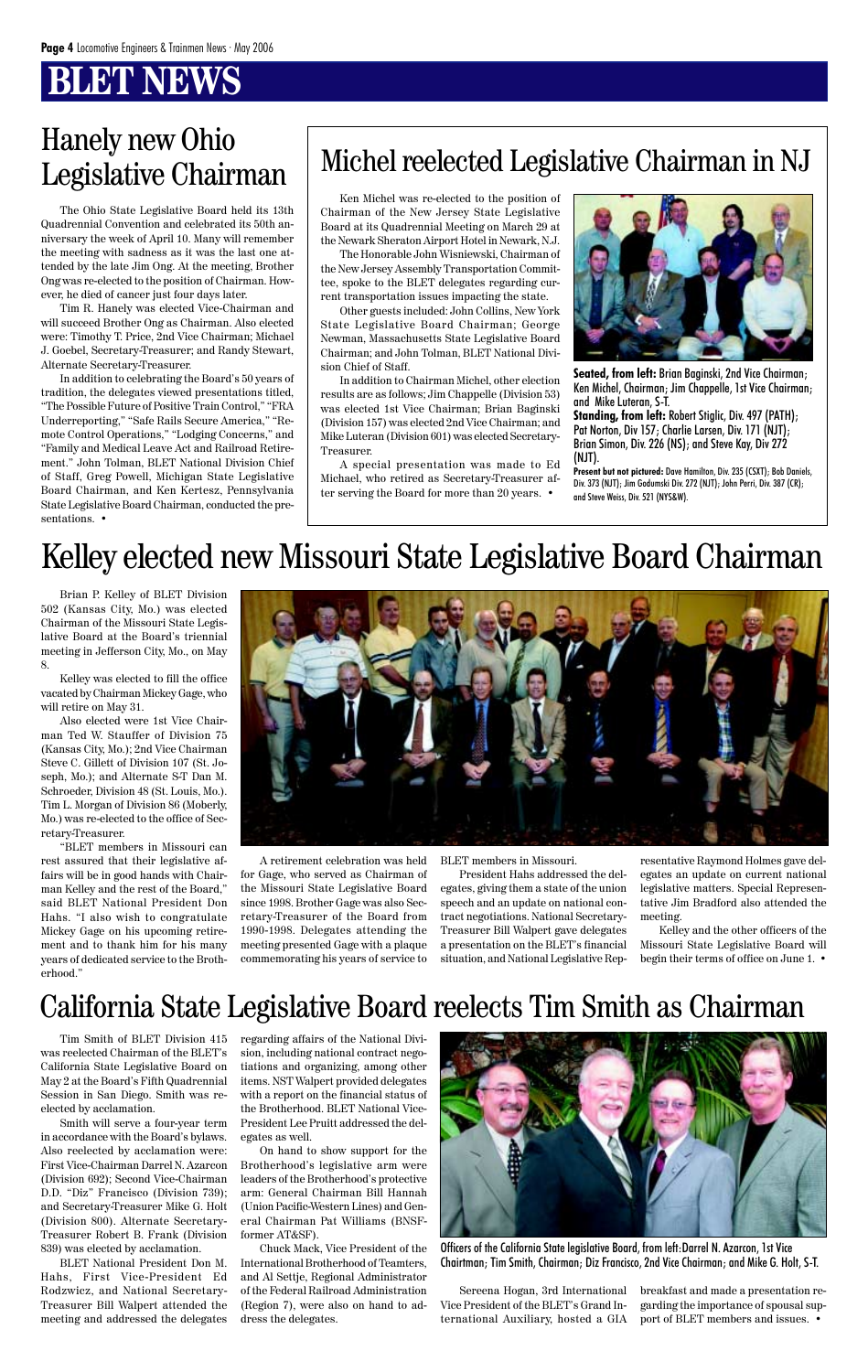# BLET NEWS

## Hanely new Ohio Legislative Chairman

The Ohio State Legislative Board held its 13th Quadrennial Convention and celebrated its 50th anniversary the week of April 10. Many will remember the meeting with sadness as it was the last one attended by the late Jim Ong. At the meeting, Brother Ong was re-elected to the position of Chairman. However, he died of cancer just four days later.

Tim R. Hanely was elected Vice-Chairman and will succeed Brother Ong as Chairman. Also elected were: Timothy T. Price, 2nd Vice Chairman; Michael J. Goebel, Secretary-Treasurer; and Randy Stewart, Alternate Secretary-Treasurer.

In addition to celebrating the Board's 50 years of tradition, the delegates viewed presentations titled, "The Possible Future of Positive Train Control," "FRA Underreporting," "Safe Rails Secure America," "Remote Control Operations," "Lodging Concerns," and "Family and Medical Leave Act and Railroad Retirement." John Tolman, BLET National Division Chief of Staff, Greg Powell, Michigan State Legislative Board Chairman, and Ken Kertesz, Pennsylvania State Legislative Board Chairman, conducted the presentations. •

## Michel reelected Legislative Chairman in NJ

Ken Michel was re-elected to the position of Chairman of the New Jersey State Legislative Board at its Quadrennial Meeting on March 29 at the Newark Sheraton Airport Hotel in Newark, N.J.

The Honorable John Wisniewski, Chairman of the New Jersey Assembly Transportation Committee, spoke to the BLET delegates regarding current transportation issues impacting the state.

Other guests included: John Collins, New York State Legislative Board Chairman; George Newman, Massachusetts State Legislative Board Chairman; and John Tolman, BLET National Division Chief of Staff.

In addition to Chairman Michel, other election results are as follows; Jim Chappelle (Division 53) was elected 1st Vice Chairman; Brian Baginski (Division 157) was elected 2nd Vice Chairman; and Mike Luteran (Division 601) was elected Secretary-Treasurer.

A special presentation was made to Ed Michael, who retired as Secretary-Treasurer after serving the Board for more than 20 years. •

**Seated, from left:** Brian Baginski, 2nd Vice Chairman; Ken Michel, Chairman; Jim Chappelle, 1st Vice Chairman; and Mike Luteran, S-T.
**Standing, from left:** Robert Stiglic, Div. 497 (PATH); Pat Norton, Div 157; Charlie Larsen, Div. 171 (NJT); Brian Simon, Div. 226 (NS); and Steve Kay, Div 272 (NJT).
**Present but not pictured:** Dave Hamilton, Div. 235 (CSXT); Bob Daniels, Div. 373 (NJT); Jim Godumski Div. 272 (NJT); John Perri, Div. 387 (CR); and Steve Weiss, Div. 521 (NYS&W).

## Kelley elected new Missouri State Legislative Board Chairman

Brian P. Kelley of BLET Division 502 (Kansas City, Mo.) was elected Chairman of the Missouri State Legislative Board at the Board's triennial meeting in Jefferson City, Mo., on May 8.

Kelley was elected to fill the office vacated by Chairman Mickey Gage, who will retire on May 31.

Also elected were 1st Vice Chairman Ted W. Stauffer of Division 75 (Kansas City, Mo.); 2nd Vice Chairman Steve C. Gillett of Division 107 (St. Joseph, Mo.); and Alternate S-T Dan M. Schroeder, Division 48 (St. Louis, Mo.). Tim L. Morgan of Division 86 (Moberly, Mo.) was re-elected to the office of Secretary-Treasurer.

"BLET members in Missouri can rest assured that their legislative affairs will be in good hands with Chairman Kelley and the rest of the Board," said BLET National President Don Hahs. "I also wish to congratulate Mickey Gage on his upcoming retirement and to thank him for his many years of dedicated service to the Brotherhood."

A retirement celebration was held for Gage, who served as Chairman of the Missouri State Legislative Board since 1998. Brother Gage was also Secretary-Treasurer of the Board from 1990-1998. Delegates attending the meeting presented Gage with a plaque commemorating his years of service to BLET members in Missouri.

President Hahs addressed the delegates, giving them a state of the union speech and an update on national contract negotiations. National Secretary-Treasurer Bill Walpert gave delegates a presentation on the BLET's financial situation, and National Legislative Representative Raymond Holmes gave delegates an update on current national legislative matters. Special Representative Jim Bradford also attended the meeting.

Kelley and the other officers of the Missouri State Legislative Board will begin their terms of office on June 1. •

## California State Legislative Board reelects Tim Smith as Chairman

Tim Smith of BLET Division 415 was reelected Chairman of the BLET's California State Legislative Board on May 2 at the Board's Fifth Quadrennial Session in San Diego. Smith was reelected by acclamation.

Smith will serve a four-year term in accordance with the Board's bylaws. Also reelected by acclamation were: First Vice-Chairman Darrel N. Azarcon (Division 692); Second Vice-Chairman D.D. "Diz" Francisco (Division 739); and Secretary-Treasurer Mike G. Holt (Division 800). Alternate Secretary-Treasurer Robert B. Frank (Division 839) was elected by acclamation.

BLET National President Don M. Hahs, First Vice-President Ed Rodzwicz, and National Secretary-Treasurer Bill Walpert attended the meeting and addressed the delegates regarding affairs of the National Division, including national contract negotiations and organizing, among other items. NST Walpert provided delegates with a report on the financial status of the Brotherhood. BLET National Vice-President Lee Pruitt addressed the delegates as well.

On hand to show support for the Brotherhood's legislative arm were leaders of the Brotherhood's protective arm: General Chairman Bill Hannah (Union Pacific-Western Lines) and General Chairman Pat Williams (BNSF-former AT&SF).

Chuck Mack, Vice President of the International Brotherhood of Teamsters, and Al Settje, Regional Administrator of the Federal Railroad Administration (Region 7), were also on hand to address the delegates.

Officers of the California State legislative Board, from left: Darrel N. Azarcon, 1st Vice Chairman; Tim Smith, Chairman; Diz Francisco, 2nd Vice Chairman; and Mike G. Holt, S-T.

Sereena Hogan, 3rd International Vice President of the BLET's Grand International Auxiliary, hosted a GIA breakfast and made a presentation regarding the importance of spousal support of BLET members and issues. •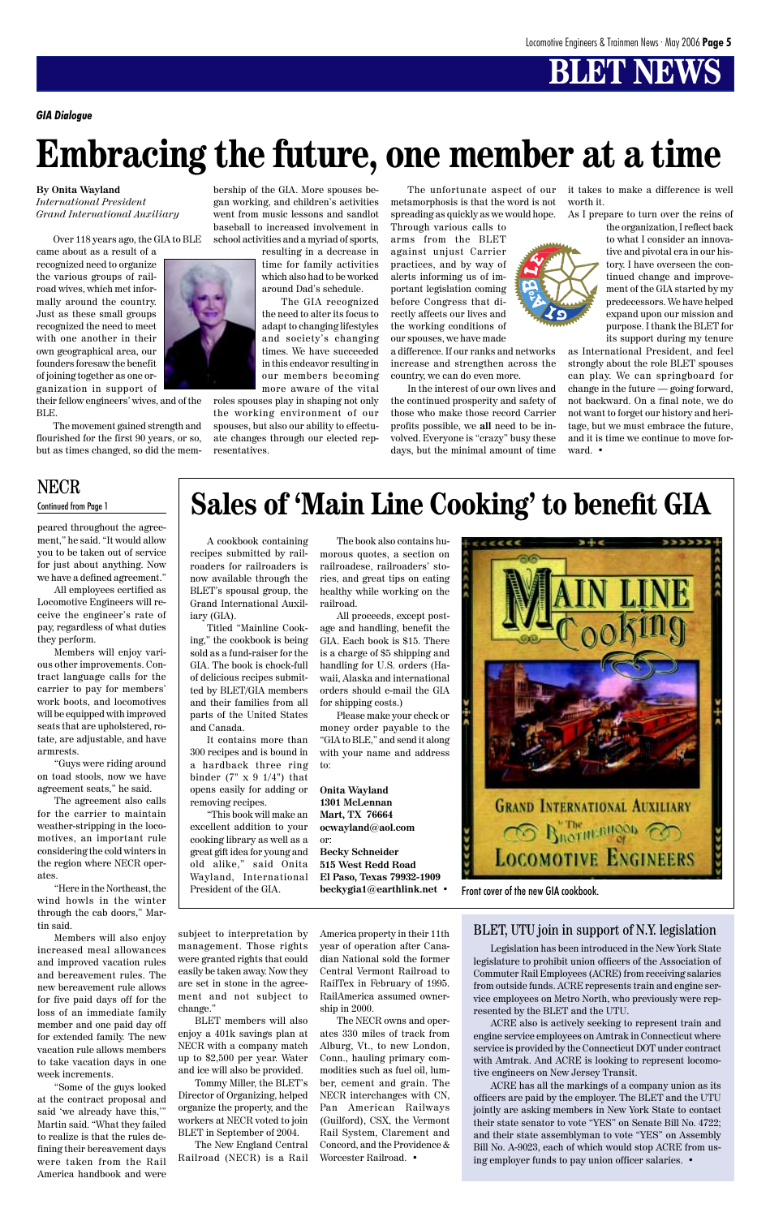# BLET NEWS

*GIA Dialogue*

# Embracing the future, one member at a time

**By Onita Wayland**
*International President*
*Grand International Auxiliary*

Over 118 years ago, the GIA to BLE came about as a result of a recognized need to organize the various groups of railroad wives, which met informally around the country. Just as these small groups recognized the need to meet with one another in their own geographical area, our founders foresaw the benefit of joining together as one organization in support of their fellow engineers' wives, and of the BLE.

The movement gained strength and flourished for the first 90 years, or so, but as times changed, so did the membership of the GIA. More spouses began working, and children's activities went from music lessons and sandlot baseball to increased involvement in school activities and a myriad of sports, resulting in a decrease in time for family activities which also had to be worked around Dad's schedule.

The GIA recognized the need to alter its focus to adapt to changing lifestyles and society's changing times. We have succeeded in this endeavor resulting in our members becoming more aware of the vital roles spouses play in shaping not only the working environment of our spouses, but also our ability to effectuate changes through our elected representatives.

The unfortunate aspect of our metamorphosis is that the word is not spreading as quickly as we would hope. Through various calls to arms from the BLET against unjust Carrier practices, and by way of alerts informing us of important legislation coming before Congress that directly affects our lives and the working conditions of our spouses, we have made a difference. If our ranks and networks increase and strengthen across the country, we can do even more.

In the interest of our own lives and the continued prosperity and safety of those who make those record Carrier profits possible, we **all** need to be involved. Everyone is "crazy" busy these days, but the minimal amount of time it takes to make a difference is well worth it.

As I prepare to turn over the reins of the organization, I reflect back to what I consider an innovative and pivotal era in our history. I have overseen the continued change and improvement of the GIA started by my predecessors. We have helped expand upon our mission and purpose. I thank the BLET for its support during my tenure as International President, and feel strongly about the role BLET spouses can play. We can springboard for change in the future — going forward, not backward. On a final note, we do not want to forget our history and heritage, but we must embrace the future, and it is time we continue to move forward. •

## NECR

Continued from Page 1

peared throughout the agreement," he said. "It would allow you to be taken out of service for just about anything. Now we have a defined agreement."

All employees certified as Locomotive Engineers will receive the engineer's rate of pay, regardless of what duties they perform.

Members will enjoy various other improvements. Contract language calls for the carrier to pay for members' work boots, and locomotives will be equipped with improved seats that are upholstered, rotate, are adjustable, and have armrests.

"Guys were riding around on toad stools, now we have agreement seats," he said.

The agreement also calls for the carrier to maintain weather-stripping in the locomotives, an important rule considering the cold winters in the region where NECR operates.

"Here in the Northeast, the wind howls in the winter through the cab doors," Martin said.

Members will also enjoy increased meal allowances and improved vacation rules and bereavement rules. The new bereavement rule allows for five paid days off for the loss of an immediate family member and one paid day off for extended family. The new vacation rule allows members to take vacation days in one week increments.

"Some of the guys looked at the contract proposal and said 'we already have this,'" Martin said. "What they failed to realize is that the rules defining their bereavement days were taken from the Rail America handbook and were subject to interpretation by management. Those rights were granted rights that could easily be taken away. Now they are set in stone in the agreement and not subject to change."

BLET members will also enjoy a 401k savings plan at NECR with a company match up to $2,500 per year. Water and ice will also be provided.

Tommy Miller, the BLET's Director of Organizing, helped organize the property, and the workers at NECR voted to join BLET in September of 2004.

The New England Central Railroad (NECR) is a Rail America property in their 11th year of operation after Canadian National sold the former Central Vermont Railroad to RailTex in February of 1995. RailAmerica assumed ownership in 2000.

The NECR owns and operates 330 miles of track from Alburg, Vt., to new London, Conn., hauling primary commodities such as fuel oil, lumber, cement and grain. The NECR interchanges with CN, Pan American Railways (Guilford), CSX, the Vermont Rail System, Claremont and Concord, and the Providence & Worcester Railroad. •

# Sales of 'Main Line Cooking' to benefit GIA

A cookbook containing recipes submitted by railroaders for railroaders is now available through the BLET's spousal group, the Grand International Auxiliary (GIA).

Titled "Mainline Cooking," the cookbook is being sold as a fund-raiser for the GIA. The book is chock-full of delicious recipes submitted by BLET/GIA members and their families from all parts of the United States and Canada.

It contains more than 300 recipes and is bound in a hardback three ring binder (7" x 9 1/4") that opens easily for adding or removing recipes.

"This book will make an excellent addition to your cooking library as well as a great gift idea for young and old alike," said Onita Wayland, International President of the GIA.

The book also contains humorous quotes, a section on railroadese, railroaders' stories, and great tips on eating healthy while working on the railroad.

All proceeds, except postage and handling, benefit the GIA. Each book is $15. There is a charge of $5 shipping and handling for U.S. orders (Hawaii, Alaska and international orders should e-mail the GIA for shipping costs.)

Please make your check or money order payable to the "GIA to BLE," and send it along with your name and address to:

**Onita Wayland**
**1301 McLennan**
**Mart, TX 76664**
**ocwayland@aol.com**
or:
**Becky Schneider**
**515 West Redd Road**
**El Paso, Texas 79932-1909**
**beckygia1@earthlink.net** •

Front cover of the new GIA cookbook.

## BLET, UTU join in support of N.Y. legislation

Legislation has been introduced in the New York State legislature to prohibit union officers of the Association of Commuter Rail Employees (ACRE) from receiving salaries from outside funds. ACRE represents train and engine service employees on Metro North, who previously were represented by the BLET and the UTU.

ACRE also is actively seeking to represent train and engine service employees on Amtrak in Connecticut where service is provided by the Connecticut DOT under contract with Amtrak. And ACRE is looking to represent locomotive engineers on New Jersey Transit.

ACRE has all the markings of a company union as its officers are paid by the employer. The BLET and the UTU jointly are asking members in New York State to contact their state senator to vote "YES" on Senate Bill No. 4722; and their state assemblyman to vote "YES" on Assembly Bill No. A-9023, each of which would stop ACRE from using employer funds to pay union officer salaries. •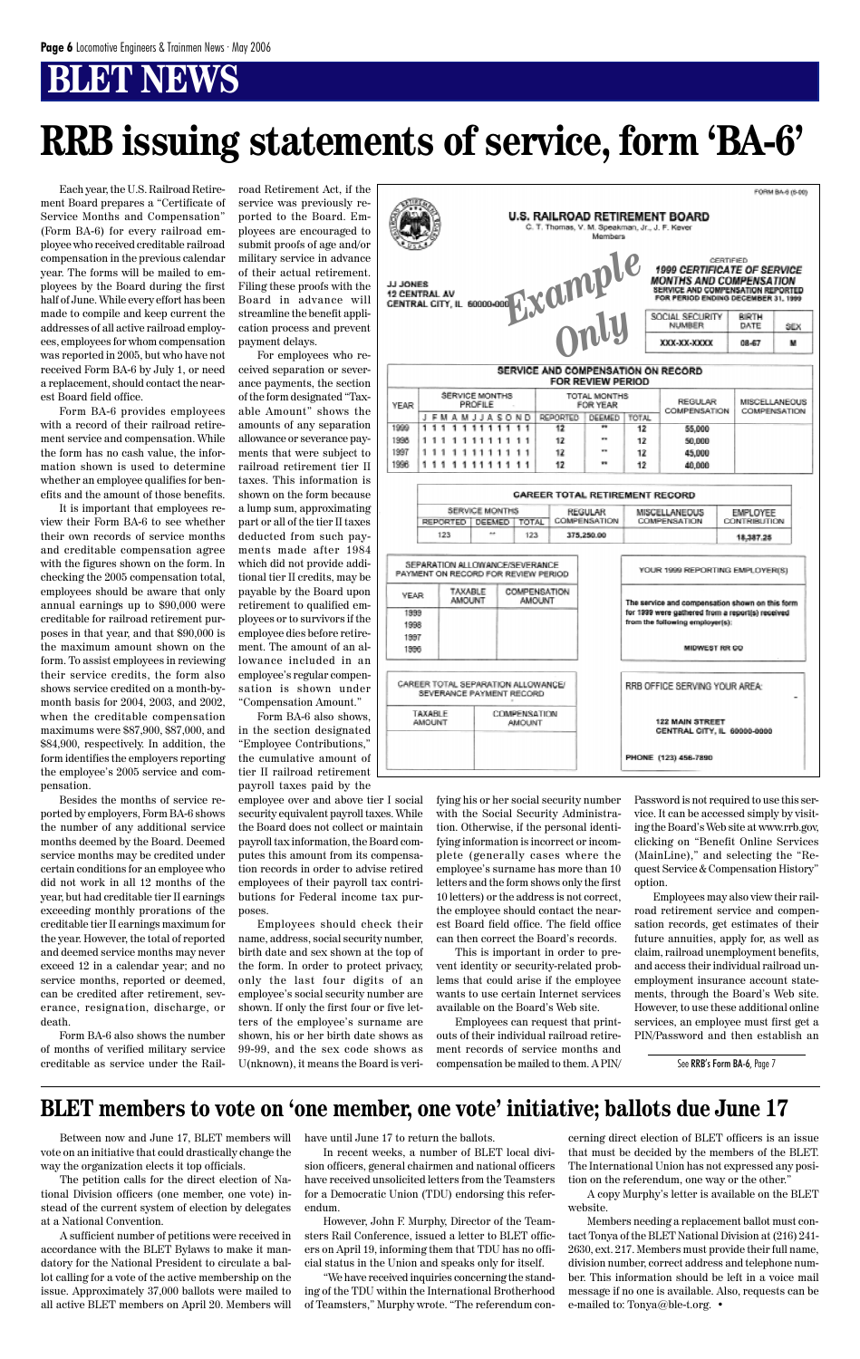# BLET NEWS

# RRB issuing statements of service, form 'BA-6'

Each year, the U.S. Railroad Retirement Board prepares a "Certificate of Service Months and Compensation" (Form BA-6) for every railroad employee who received creditable railroad compensation in the previous calendar year. The forms will be mailed to employees by the Board during the first half of June. While every effort has been made to compile and keep current the addresses of all active railroad employees, employees for whom compensation was reported in 2005, but who have not received Form BA-6 by July 1, or need a replacement, should contact the nearest Board field office.

Form BA-6 provides employees with a record of their railroad retirement service and compensation. While the form has no cash value, the information shown is used to determine whether an employee qualifies for benefits and the amount of those benefits.

It is important that employees review their Form BA-6 to see whether their own records of service months and creditable compensation agree with the figures shown on the form. In checking the 2005 compensation total, employees should be aware that only annual earnings up to $90,000 were creditable for railroad retirement purposes in that year, and that $90,000 is the maximum amount shown on the form. To assist employees in reviewing their service credits, the form also shows service credited on a month-by-month basis for 2004, 2003, and 2002, when the creditable compensation maximums were $87,900, $87,000, and $84,900, respectively. In addition, the form identifies the employers reporting the employee's 2005 service and compensation.

Besides the months of service reported by employers, Form BA-6 shows the number of any additional service months deemed by the Board. Deemed service months may be credited under certain conditions for an employee who did not work in all 12 months of the year, but had creditable tier II earnings exceeding monthly prorations of the creditable tier II earnings maximum for the year. However, the total of reported and deemed service months may never exceed 12 in a calendar year; and no service months, reported or deemed, can be credited after retirement, severance, resignation, discharge, or death.

Form BA-6 also shows the number of months of verified military service creditable as service under the Railroad Retirement Act, if the service was previously reported to the Board. Employees are encouraged to submit proofs of age and/or military service in advance of their actual retirement. Filing these proofs with the Board in advance will streamline the benefit application process and prevent payment delays.

For employees who received separation or severance payments, the section of the form designated "Taxable Amount" shows the amounts of any separation allowance or severance payments that were subject to railroad retirement tier II taxes. This information is shown on the form because a lump sum, approximating part or all of the tier II taxes deducted from such payments made after 1984 which did not provide additional tier II credits, may be payable by the Board upon retirement to qualified employees or to survivors if the employee dies before retirement. The amount of an allowance included in an employee's regular compensation is shown under "Compensation Amount."

Form BA-6 also shows, in the section designated "Employee Contributions," the cumulative amount of tier II railroad retirement payroll taxes paid by the employee over and above tier I social security equivalent payroll taxes. While the Board does not collect or maintain payroll tax information, the Board computes this amount from its compensation records in order to advise retired employees of their payroll tax contributions for Federal income tax purposes.

Employees should check their name, address, social security number, birth date and sex shown at the top of the form. In order to protect privacy, only the last four digits of an employee's social security number are shown. If only the first four or five letters of the employee's surname are shown, his or her birth date shows as 99-99, and the sex code shows as U(nknown), it means the Board is verifying his or her social security number with the Social Security Administration. Otherwise, if the personal identifying information is incorrect or incomplete (generally cases where the employee's surname has more than 10 letters and the form shows only the first 10 letters) or the address is not correct, the employee should contact the nearest Board field office. The field office can then correct the Board's records.

This is important in order to prevent identity or security-related problems that could arise if the employee wants to use certain Internet services available on the Board's Web site.

Employees can request that printouts of their individual railroad retirement records of service months and compensation be mailed to them. A PIN/Password is not required to use this service. It can be accessed simply by visiting the Board's Web site at www.rrb.gov, clicking on "Benefit Online Services (MainLine)," and selecting the "Request Service & Compensation History" option.

Employees may also view their railroad retirement service and compensation records, get estimates of their future annuities, apply for, as well as claim, railroad unemployment benefits, and access their individual railroad unemployment insurance account statements, through the Board's Web site. However, to use these additional online services, an employee must first get a PIN/Password and then establish an

See RRB's Form BA-6, Page 7

FORM BA-6 (6-00)

**U.S. RAILROAD RETIREMENT BOARD**
C. T. Thomas, V. M. Speakman, Jr., J. F. Kever
Members

*Example Only*

JJ JONES
12 CENTRAL AV
CENTRAL CITY, IL 60000-0000

CERTIFIED
**1999 CERTIFICATE OF SERVICE MONTHS AND COMPENSATION**
SERVICE AND COMPENSATION REPORTED FOR PERIOD ENDING DECEMBER 31, 1999

| SOCIAL SECURITY NUMBER | BIRTH DATE | SEX |
|---|---|---|
| XXX-XX-XXXX | 08-67 | M |

**SERVICE AND COMPENSATION ON RECORD FOR REVIEW PERIOD**

| YEAR | SERVICE MONTHS PROFILE (J F M A M J J A S O N D) | TOTAL MONTHS FOR YEAR: REPORTED | DEEMED | TOTAL | REGULAR COMPENSATION | MISCELLANEOUS COMPENSATION |
|---|---|---|---|---|---|---|
| 1999 | 1 1 1 1 1 1 1 1 1 1 1 1 | 12 | ** | 12 | 55,000 | |
| 1998 | 1 1 1 1 1 1 1 1 1 1 1 1 | 12 | ** | 12 | 50,000 | |
| 1997 | 1 1 1 1 1 1 1 1 1 1 1 1 | 12 | ** | 12 | 45,000 | |
| 1996 | 1 1 1 1 1 1 1 1 1 1 1 1 | 12 | ** | 12 | 40,000 | |

**CAREER TOTAL RETIREMENT RECORD**

| SERVICE MONTHS: REPORTED | DEEMED | TOTAL | REGULAR COMPENSATION | MISCELLANEOUS COMPENSATION | EMPLOYEE CONTRIBUTION |
|---|---|---|---|---|---|
| 123 | ** | 123 | 375,250.00 | | 18,387.25 |

**SEPARATION ALLOWANCE/SEVERANCE PAYMENT ON RECORD FOR REVIEW PERIOD**

| YEAR | TAXABLE AMOUNT | COMPENSATION AMOUNT |
|---|---|---|
| 1999 | | |
| 1998 | | |
| 1997 | | |
| 1996 | | |

YOUR 1999 REPORTING EMPLOYER(S)

The service and compensation shown on this form for 1999 were gathered from a report(s) received from the following employer(s):

MIDWEST RR CO

**CAREER TOTAL SEPARATION ALLOWANCE/SEVERANCE PAYMENT RECORD**

| TAXABLE AMOUNT | COMPENSATION AMOUNT |
|---|---|
| | |

RRB OFFICE SERVING YOUR AREA:

122 MAIN STREET
CENTRAL CITY, IL 60000-0000

PHONE (123) 456-7890

## BLET members to vote on 'one member, one vote' initiative; ballots due June 17

Between now and June 17, BLET members will vote on an initiative that could drastically change the way the organization elects it top officials.

The petition calls for the direct election of National Division officers (one member, one vote) instead of the current system of election by delegates at a National Convention.

A sufficient number of petitions were received in accordance with the BLET Bylaws to make it mandatory for the National President to circulate a ballot calling for a vote of the active membership on the issue. Approximately 37,000 ballots were mailed to all active BLET members on April 20. Members will have until June 17 to return the ballots.

In recent weeks, a number of BLET local division officers, general chairmen and national officers have received unsolicited letters from the Teamsters for a Democratic Union (TDU) endorsing this referendum.

However, John F. Murphy, Director of the Teamsters Rail Conference, issued a letter to BLET officers on April 19, informing them that TDU has no official status in the Union and speaks only for itself.

"We have received inquiries concerning the standing of the TDU within the International Brotherhood of Teamsters," Murphy wrote. "The referendum concerning direct election of BLET officers is an issue that must be decided by the members of the BLET. The International Union has not expressed any position on the referendum, one way or the other."

A copy Murphy's letter is available on the BLET website.

Members needing a replacement ballot must contact Tonya of the BLET National Division at (216) 241-2630, ext. 217. Members must provide their full name, division number, correct address and telephone number. This information should be left in a voice mail message if no one is available. Also, requests can be e-mailed to: Tonya@ble-t.org. •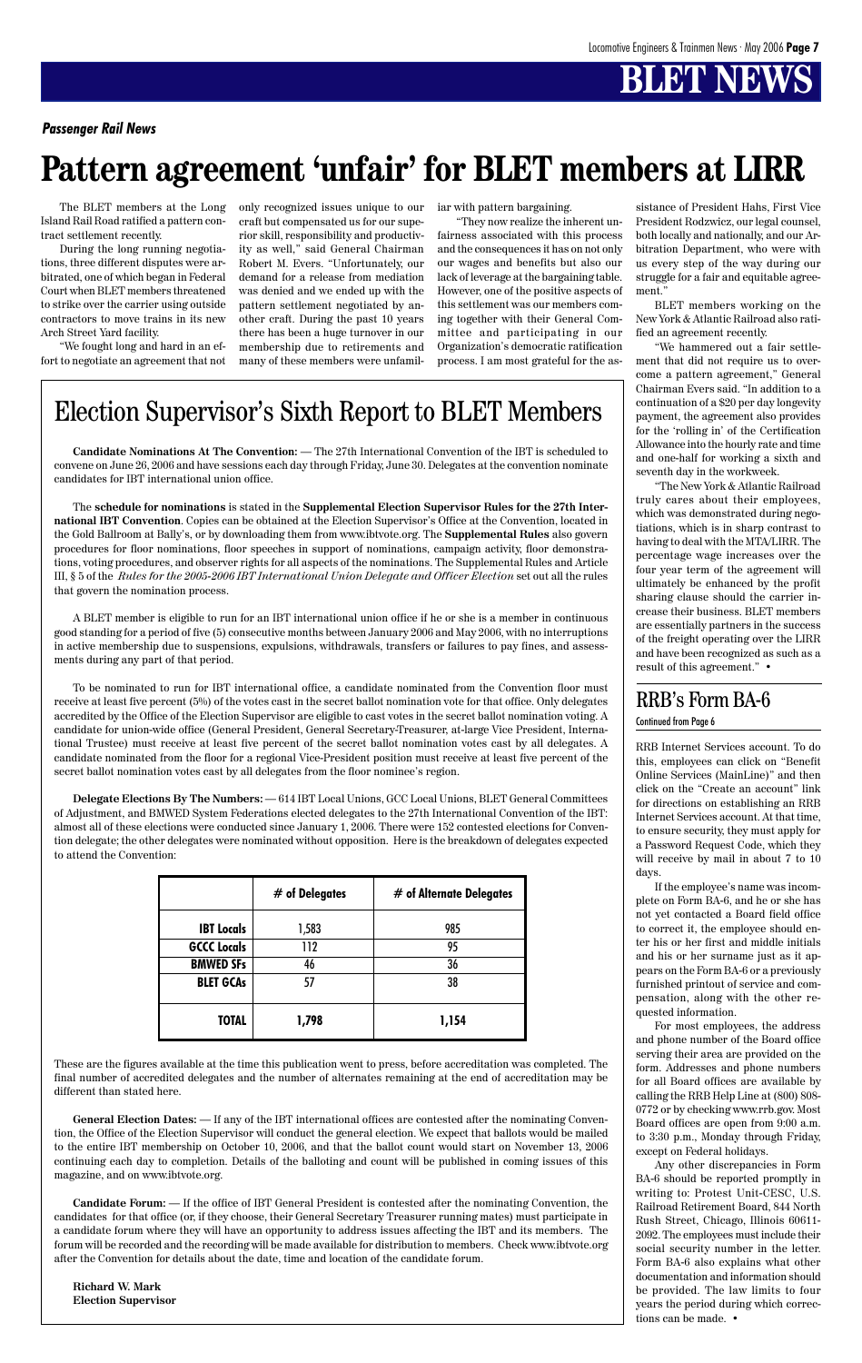## Passenger Rail News

# Pattern agreement 'unfair' for BLET members at LIRR

The BLET members at the Long Island Rail Road ratified a pattern contract settlement recently.

During the long running negotiations, three different disputes were arbitrated, one of which began in Federal Court when BLET members threatened to strike over the carrier using outside contractors to move trains in its new Arch Street Yard facility.

"We fought long and hard in an effort to negotiate an agreement that not only recognized issues unique to our craft but compensated us for our superior skill, responsibility and productivity as well," said General Chairman Robert M. Evers. "Unfortunately, our demand for a release from mediation was denied and we ended up with the pattern settlement negotiated by another craft. During the past 10 years there has been a huge turnover in our membership due to retirements and many of these members were unfamiliar with pattern bargaining.

"They now realize the inherent unfairness associated with this process and the consequences it has on not only our wages and benefits but also our lack of leverage at the bargaining table. However, one of the positive aspects of this settlement was our members coming together with their General Committee and participating in our Organization's democratic ratification process. I am most grateful for the assistance of President Hahs, First Vice President Rodzwicz, our legal counsel, both locally and nationally, and our Arbitration Department, who were with us every step of the way during our struggle for a fair and equitable agreement."

BLET members working on the New York & Atlantic Railroad also ratified an agreement recently.

"We hammered out a fair settlement that did not require us to overcome a pattern agreement," General Chairman Evers said. "In addition to a continuation of a $20 per day longevity payment, the agreement also provides for the 'rolling in' of the Certification Allowance into the hourly rate and time and one-half for working a sixth and seventh day in the workweek.

"The New York & Atlantic Railroad truly cares about their employees, which was demonstrated during negotiations, which is in sharp contrast to having to deal with the MTA/LIRR. The percentage wage increases over the four year term of the agreement will ultimately be enhanced by the profit sharing clause should the carrier increase their business. BLET members are essentially partners in the success of the freight operating over the LIRR and have been recognized as such as a result of this agreement." •

# Election Supervisor's Sixth Report to BLET Members

**Candidate Nominations At The Convention:** — The 27th International Convention of the IBT is scheduled to convene on June 26, 2006 and have sessions each day through Friday, June 30. Delegates at the convention nominate candidates for IBT international union office.

The **schedule for nominations** is stated in the **Supplemental Election Supervisor Rules for the 27th International IBT Convention**. Copies can be obtained at the Election Supervisor's Office at the Convention, located in the Gold Ballroom at Bally's, or by downloading them from www.ibtvote.org. The **Supplemental Rules** also govern procedures for floor nominations, floor speeches in support of nominations, campaign activity, floor demonstrations, voting procedures, and observer rights for all aspects of the nominations. The Supplemental Rules and Article III, § 5 of the *Rules for the 2005-2006 IBT International Union Delegate and Officer Election* set out all the rules that govern the nomination process.

A BLET member is eligible to run for an IBT international union office if he or she is a member in continuous good standing for a period of five (5) consecutive months between January 2006 and May 2006, with no interruptions in active membership due to suspensions, expulsions, withdrawals, transfers or failures to pay fines, and assessments during any part of that period.

To be nominated to run for IBT international office, a candidate nominated from the Convention floor must receive at least five percent (5%) of the votes cast in the secret ballot nomination vote for that office. Only delegates accredited by the Office of the Election Supervisor are eligible to cast votes in the secret ballot nomination voting. A candidate for union-wide office (General President, General Secretary-Treasurer, at-large Vice President, International Trustee) must receive at least five percent of the secret ballot nomination votes cast by all delegates. A candidate nominated from the floor for a regional Vice-President position must receive at least five percent of the secret ballot nomination votes cast by all delegates from the floor nominee's region.

**Delegate Elections By The Numbers:** — 614 IBT Local Unions, GCC Local Unions, BLET General Committees of Adjustment, and BMWED System Federations elected delegates to the 27th International Convention of the IBT: almost all of these elections were conducted since January 1, 2006. There were 152 contested elections for Convention delegate; the other delegates were nominated without opposition. Here is the breakdown of delegates expected to attend the Convention:

| | # of Delegates | # of Alternate Delegates |
|---|---|---|
| **IBT Locals** | 1,583 | 985 |
| **GCCC Locals** | 112 | 95 |
| **BMWED SFs** | 46 | 36 |
| **BLET GCAs** | 57 | 38 |
| **TOTAL** | **1,798** | **1,154** |

These are the figures available at the time this publication went to press, before accreditation was completed. The final number of accredited delegates and the number of alternates remaining at the end of accreditation may be different than stated here.

**General Election Dates:** — If any of the IBT international offices are contested after the nominating Convention, the Office of the Election Supervisor will conduct the general election. We expect that ballots would be mailed to the entire IBT membership on October 10, 2006, and that the ballot count would start on November 13, 2006 continuing each day to completion. Details of the balloting and count will be published in coming issues of this magazine, and on www.ibtvote.org.

**Candidate Forum:** — If the office of IBT General President is contested after the nominating Convention, the candidates for that office (or, if they choose, their General Secretary Treasurer running mates) must participate in a candidate forum where they will have an opportunity to address issues affecting the IBT and its members. The forum will be recorded and the recording will be made available for distribution to members. Check www.ibtvote.org after the Convention for details about the date, time and location of the candidate forum.

**Richard W. Mark**
**Election Supervisor**

# RRB's Form BA-6

Continued from Page 6

RRB Internet Services account. To do this, employees can click on "Benefit Online Services (MainLine)" and then click on the "Create an account" link for directions on establishing an RRB Internet Services account. At that time, to ensure security, they must apply for a Password Request Code, which they will receive by mail in about 7 to 10 days.

If the employee's name was incomplete on Form BA-6, and he or she has not yet contacted a Board field office to correct it, the employee should enter his or her first and middle initials and his or her surname just as it appears on the Form BA-6 or a previously furnished printout of service and compensation, along with the other requested information.

For most employees, the address and phone number of the Board office serving their area are provided on the form. Addresses and phone numbers for all Board offices are available by calling the RRB Help Line at (800) 808-0772 or by checking www.rrb.gov. Most Board offices are open from 9:00 a.m. to 3:30 p.m., Monday through Friday, except on Federal holidays.

Any other discrepancies in Form BA-6 should be reported promptly in writing to: Protest Unit-CESC, U.S. Railroad Retirement Board, 844 North Rush Street, Chicago, Illinois 60611-2092. The employees must include their social security number in the letter. Form BA-6 also explains what other documentation and information should be provided. The law limits to four years the period during which corrections can be made. •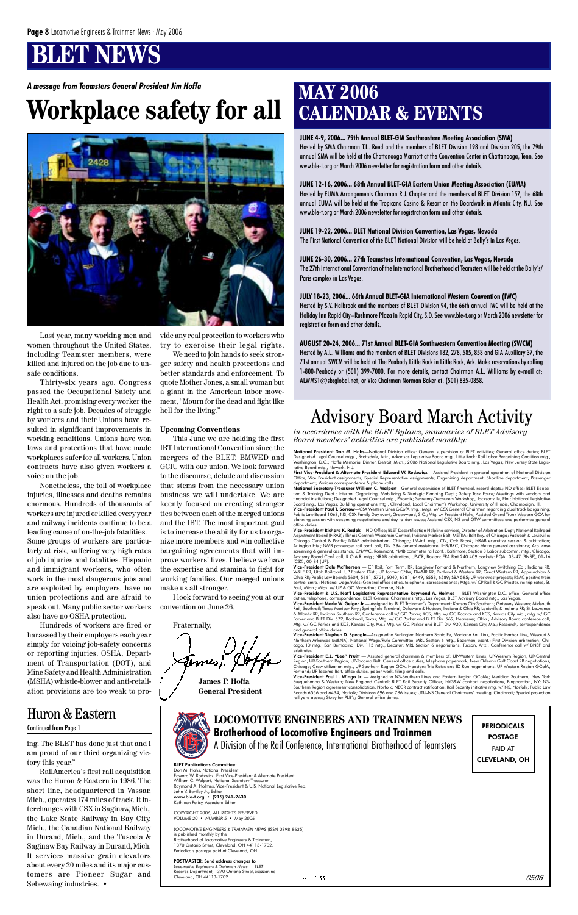# BLET NEWS

***A message from Teamsters General President Jim Hoffa***

# Workplace safety for all

Last year, many working men and women throughout the United States, including Teamster members, were killed and injured on the job due to unsafe conditions.

Thirty-six years ago, Congress passed the Occupational Safety and Health Act, promising every worker the right to a safe job. Decades of struggle by workers and their Unions have resulted in significant improvements in working conditions. Unions have won laws and protections that have made workplaces safer for all workers. Union contracts have also given workers a voice on the job.

Nonetheless, the toll of workplace injuries, illnesses and deaths remains enormous. Hundreds of thousands of workers are injured or killed every year and railway incidents continue to be a leading cause of on-the-job fatalities. Some groups of workers are particularly at risk, suffering very high rates of job injuries and fatalities. Hispanic and immigrant workers, who often work in the most dangerous jobs and are exploited by employers, have no union protections and are afraid to speak out. Many public sector workers also have no OSHA protection.

Hundreds of workers are fired or harassed by their employers each year simply for voicing job-safety concerns or reporting injuries. OSHA, Department of Transportation (DOT), and Mine Safety and Health Administration (MSHA) whistle-blower and anti-retaliation provisions are too weak to provide any real protection to workers who try to exercise their legal rights.

We need to join hands to seek stronger safety and health protections and better standards and enforcement. To quote Mother Jones, a small woman but a giant in the American labor movement, "Mourn for the dead and fight like hell for the living."

**Upcoming Conventions**

This June we are holding the first IBT International Convention since the mergers of the BLET, BMWED and GCIU with our union. We look forward to the discourse, debate and discussion that stems from the necessary union business we will undertake. We are keenly focused on creating stronger ties between each of the merged unions and the IBT. The most important goal is to increase the ability for us to organize more members and win collective bargaining agreements that will improve workers' lives. I believe we have the expertise and stamina to fight for working families. Our merged unions make us all stronger.

I look forward to seeing you at our convention on June 26.

Fraternally,

**James P. Hoffa**
**General President**

## Huron & Eastern

Continued from Page 1

ing. The BLET has done just that and I am proud of our third organizing victory this year."

RailAmerica's first rail acquisition was the Huron & Eastern in 1986. The short line, headquartered in Vassar, Mich., operates 174 miles of track. It interchanges with CSX in Saginaw, Mich., the Lake State Railway in Bay City, Mich., the Canadian National Railway in Durand, Mich., and the Tuscola & Saginaw Bay Railway in Durand, Mich. It services massive grain elevators about every 20 miles and its major customers are Pioneer Sugar and Sebewaing industries. •

# MAY 2006 CALENDAR & EVENTS

**JUNE 4-9, 2006... 79th Annual BLET-GIA Southeastern Meeting Association (SMA)**
Hosted by SMA Chairman T.L. Reed and the members of BLET Division 198 and Division 205, the 79th annual SMA will be held at the Chattanooga Marriott at the Convention Center in Chattanooga, Tenn. See www.ble-t.org or March 2006 newsletter for registration form and other details.

**JUNE 12-16, 2006... 68th Annual BLET-GIA Eastern Union Meeting Association (EUMA)**
Hosted by EUMA Arrangements Chairman R.J. Chapter and the members of BLET Division 157, the 68th annual EUMA will be held at the Tropicana Casino & Resort on the Boardwalk in Atlantic City, N.J. See www.ble-t.org or March 2006 newsletter for registration form and other details.

**JUNE 19-22, 2006... BLET National Division Convention, Las Vegas, Nevada**
The First National Convention of the BLET National Division will be held at Bally's in Las Vegas.

**JUNE 26-30, 2006... 27th Teamsters International Convention, Las Vegas, Nevada**
The 27th International Convention of the International Brotherhood of Teamsters will be held at the Bally's/Paris complex in Las Vegas.

**JULY 18-23, 2006... 66th Annual BLET-GIA International Western Convention (IWC)**
Hosted by S.V. Halbrook and the members of BLET Division 94, the 66th annual IWC will be held at the Holiday Inn Rapid City–Rushmore Plaza in Rapid City, S.D. See www.ble-t.org or March 2006 newsletter for registration form and other details.

**AUGUST 20-24, 2006... 71st Annual BLET-GIA Southwestern Convention Meeting (SWCM)**
Hosted by A.L. Williams and the members of BLET Divisions 182, 278, 585, 858 and GIA Auxiliary 37, the 71st annual SWCM will be held at The Peabody Little Rock in Little Rock, Ark. Make reservations by calling 1-800-Peabody or (501) 399-7000. For more details, contact Chairman A.L. Williams by e-mail at: ALWMS1@sbcglobal.net; or Vice Chairman Norman Baker at: (501) 835-0858.

# Advisory Board March Activity

*In accordance with the BLET Bylaws, summaries of BLET Advisory Board members' activities are published monthly:*

**National President Don M. Hahs**—National Division office: General supervision of BLET activities; General office duties; BLET Designated Legal Counsel mtgs., Scottsdale, Ariz.; Arkansas Legislative Board mtg., Little Rock; Rail Labor Bargaining Coalition mtg., Washington, D.C.; Hoffa Memorial Dinner, Detroit, Mich.; 2006 National Legislative Board mtg., Las Vegas; New Jersey State legislative Board mtg., Newark, N.J.

**First Vice-President & Alternate President Edward W. Rodzwicz**— Assisted President in general operation of National Division Office; Vice President assignments; Special Representative assignments; Organizing department; Shortline department; Passenger department; Various correspondence & phone calls.

**National Secretary-Treasurer William C. Walpert**—General supervision of BLET financial, record depts.; ND office; BLET Education & Training Dept.; Internal Organizing, Mobilizing & Strategic Planning Dept.; Safety Task Force; Meetings with vendors and financial institutions; Designated Legal Counsel mtg., Phoenix; Secretary-Treasurers Workshop, Jacksonville, Fla.; National Legislative Board mtg., Las Vegas; Building operations mtg., Cleveland; Local Chairmen's Workshop, University of Illinois, Champaign, Ill.

**Vice-President Paul T. Sorrow**—CSX Western Lines GCofA mtg.; Mtgs. w/ CSX General Chairmen regarding dual track bargaining; Public Law Board 1063, NS; CSX Family Day event, Greenwood, S.C.; Mtg. w/ President Hahs; Assisted Grand Trunk Western GCA for planning session with upcoming negotiations and day-to-day issues; Assisted CSX, NS and GTW committees and performed general office duties.

**Vice-President Richard K. Radek**— ND Office; BLET Decertification Helpline services; Director of Arbitration Dept; National Railroad Adjustment Board (NRAB); Illinois Central; Wisconsin Central; Indiana Harbor Belt; METRA; Belt Rwy. of Chicago; Paducah & Louisville; Chicago Central & Pacific; NRAB administration, Chicago; LM-inf. mtg., CN, Oak Brook; NRAB executive session & arbitration; Arlington Hts.; NMB passenger rail conf. call; Div. 394 general assistance, IHB/BRC, Chicago; Metra general assistance; Arb. case screening & general assistance, CN/WC, Rosemont; NMB commuter rail conf., Baltimore; Section 3 Labor subcomm. mtg., Chicago; Advisory Board Conf. call; R.O.A.R. mtg.; NRAB arbitration, UP-CR, Boston; FRA Part 240.409 dockets: EQAL 03-47 (BNSF), 01-16 (CSX), 00-84 (UP).

**Vice-President Dale McPherson** — CP Rail; Port. Term. RR; Longview Portland & Northern; Longview Switching Co.; Indiana RR; W&LE RR; Utah Railroad; UP Eastern Dist.; UP former CNW; DM&IR RR; Portland & Western RR; Great Western RR; Appalachian & Ohio RR; Public Law Boards 5604, 5681, 5721, 6040, 6281, 6449, 6558, 6589; SBA 585; UP work/rest projects; RSAC positive train control cmte.; National wage/rules; General office duties, telephone, correspondence; Mtgs. w/ CP Rail & GC Priester, re: trip rates, St. Paul, Minn.; Mtgs. w/ UP & GC MacArthur, Omaha, Neb.

**Vice-President & U.S. Nat'l Legislative Representative Raymond A. Holmes** — BLET Washington D.C. office; General office duties, telephone, correspondence; BLET General Chairman's mtg., Las Vegas; BLET Advisory Board mtg., Las Vegas.

**Vice-President Merle W. Geiger Jr.**— Assigned to: BLET Trainmen's Department; Kansas City Southern; Gateway Western; Midsouth Rail; Southrail; Texas-Mexican Rwy.; Springfield Terminal, Delaware & Hudson; Indiana & Ohio RR; Louisville & Indiana RR; St. Lawrence & Atlantic RR; Indiana Southern RR; Conference call w/ GC Parker, KCS; Mtg. w/ GC Koonce and KCS, Kansas City, Mo.; mtg. w/ GC Parker and BLET Div. 572, Rockwall, Texas; Mtg. w/ GC Parker and BLET Div. 569, Heavener, Okla.; Advisory Board conference call; Mtg. w/ GC Parker and KCS, Kansas City, Mo.; Mtg. w/ GC Parker and BLET Div. 930, Kansas City, Mo., Research, correspondence and general office duties.

**Vice-President Stephen D. Speagle**—Assigned to Burlington Northern Santa Fe, Montana Rail Link, Pacific Harbor Line, Missouri & Northern Arkansas (M&NA), National Wage/Rule Committee; MRL Section 6 mtg., Bozeman, Mont.; First Division arbitration, Chicago; ID mtg., San Bernadino; Div. 115 mtg., Decatur; MRL Section 6 negotiations, Tucson, Ariz.; Conference call w/ BNSF and arbitrator.

**Vice-President E.L. "Lee" Pruitt** — Assisted general chairmen & members of: UP-Western Lines; UP-Western Region; UP-Central Region; UP-Southern Region; UP-Tacoma Belt; General office duties, telephone paperwork; New Orleans Gulf Coast RR negotiations, Chicago; Crew utilization mtg., UP Southern Region GCA, Houston; Trip Rates and ID Run negotiations, UP Western Region GCofA, Portland; UP-Tacoma Belt, office duties, paper work, filing and calls.

**Vice-President Paul L. Wingo Jr.** — Assigned to NS-Southern Lines and Eastern Region GCofAs; Meridian Southern; New York Susquehanna & Western; New England Central; BLET Rail Security Officer; NYS&W contract negotiations, Binghamton, NY; NS-Southern Region agreement consolidation, Norfolk; NECR contract ratification; Rail Security initiative mtg. w/ NS, Norfolk; Public Law Boards 6556 and 6434, Norfolk; Divisions 696 and 786 issues; UTU-NS General Chairmens' meeting, Cincinnati; Special project on rail yard access; Study for PLB's; General office duties.

## LOCOMOTIVE ENGINEERS AND TRAINMEN NEWS
**Brotherhood of Locomotive Engineers and Trainmen**
A Division of the Rail Conference, International Brotherhood of Teamsters

**PERIODICALS POSTAGE**
PAID AT
**CLEVELAND, OH**

**BLET Publications Committee:**
Don M. Hahs, National President
Edward W. Rodzwicz, First Vice-President & Alternate President
William C. Walpert, National Secretary-Treasurer
Raymond A. Holmes, Vice-President & U.S. National Legislative Rep.
John V. Bentley Jr., Editor
**www.ble-t.org • (216) 241-2630**
Kathleen Policy, Associate Editor

COPYRIGHT 2006, ALL RIGHTS RESERVED
*VOLUME 20 • NUMBER 5 • May 2006*

*LOCOMOTIVE ENGINEERS & TRAINMEN NEWS* (ISSN 0898-8625) is published monthly by the Brotherhood of Locomotive Engineers & Trainmen, 1370 Ontario Street, Cleveland, OH 44113-1702. Periodicals postage paid at Cleveland, OH.

**POSTMASTER: Send address changes to**
*Locomotive Engineers & Trainmen News — BLET* Records Department, 1370 Ontario Street, Mezzanine Cleveland, OH 44113-1702.

*0506*